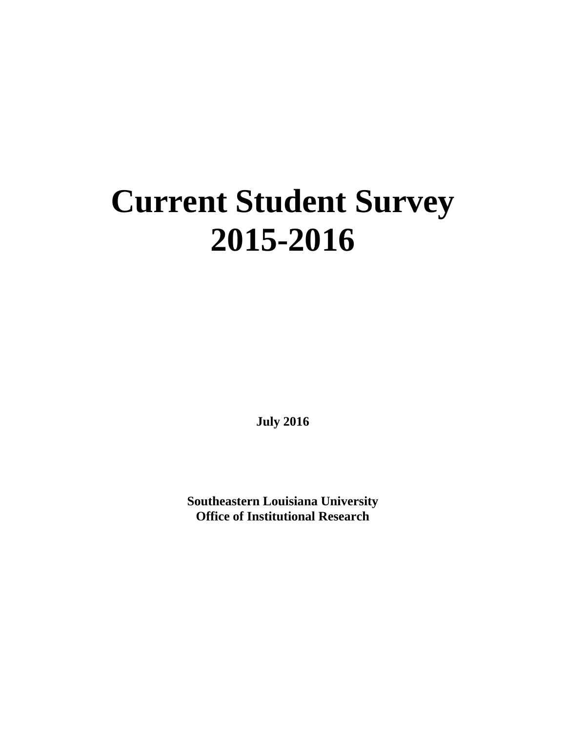# Current Student Survey 2015-2016

**July 2016**

**Southeastern Louisiana University**
**Office of Institutional Research**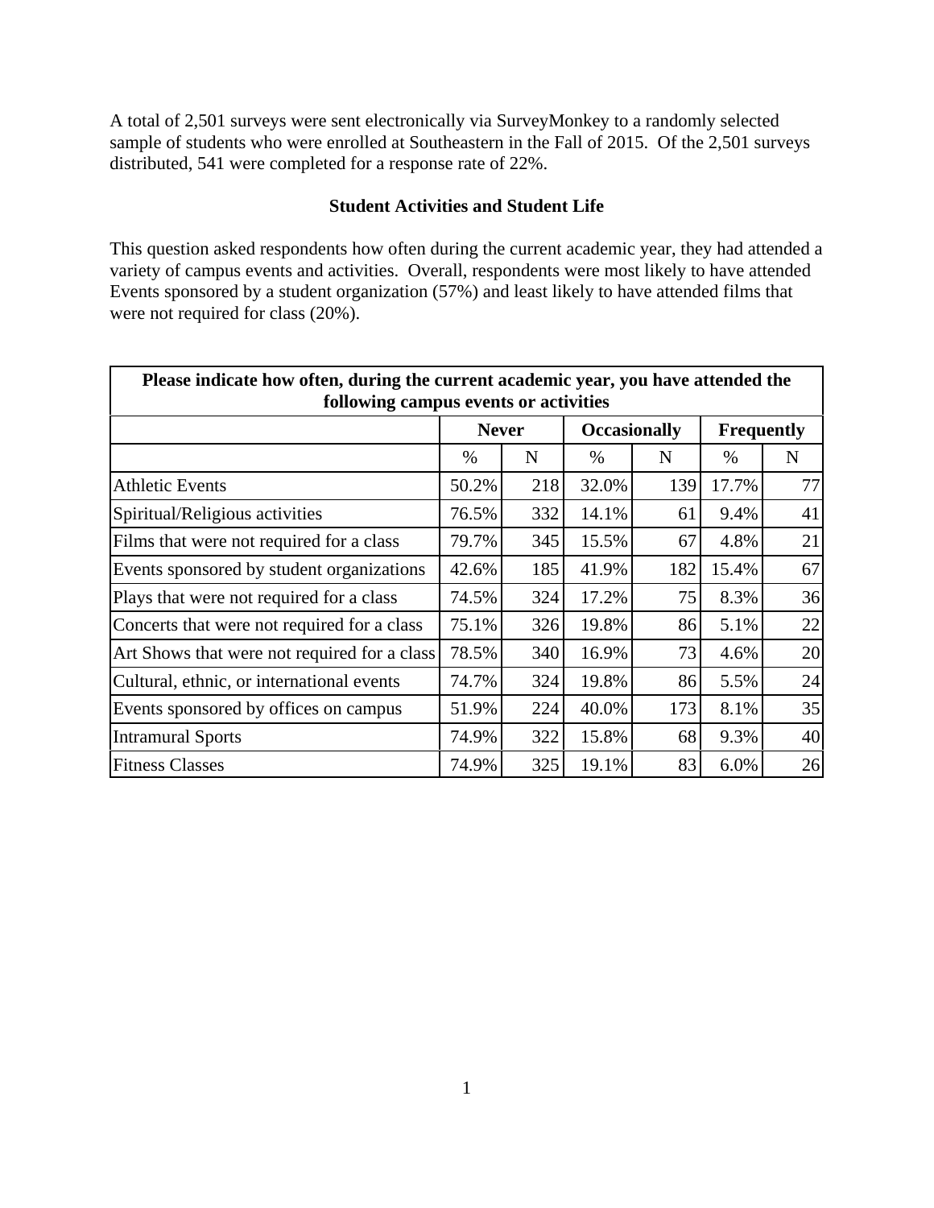A total of 2,501 surveys were sent electronically via SurveyMonkey to a randomly selected sample of students who were enrolled at Southeastern in the Fall of 2015. Of the 2,501 surveys distributed, 541 were completed for a response rate of 22%.

### Student Activities and Student Life

This question asked respondents how often during the current academic year, they had attended a variety of campus events and activities. Overall, respondents were most likely to have attended Events sponsored by a student organization (57%) and least likely to have attended films that were not required for class (20%).

**Please indicate how often, during the current academic year, you have attended the following campus events or activities**

| | Never | | Occasionally | | Frequently | |
|---|---|---|---|---|---|---|
| | % | N | % | N | % | N |
| Athletic Events | 50.2% | 218 | 32.0% | 139 | 17.7% | 77 |
| Spiritual/Religious activities | 76.5% | 332 | 14.1% | 61 | 9.4% | 41 |
| Films that were not required for a class | 79.7% | 345 | 15.5% | 67 | 4.8% | 21 |
| Events sponsored by student organizations | 42.6% | 185 | 41.9% | 182 | 15.4% | 67 |
| Plays that were not required for a class | 74.5% | 324 | 17.2% | 75 | 8.3% | 36 |
| Concerts that were not required for a class | 75.1% | 326 | 19.8% | 86 | 5.1% | 22 |
| Art Shows that were not required for a class | 78.5% | 340 | 16.9% | 73 | 4.6% | 20 |
| Cultural, ethnic, or international events | 74.7% | 324 | 19.8% | 86 | 5.5% | 24 |
| Events sponsored by offices on campus | 51.9% | 224 | 40.0% | 173 | 8.1% | 35 |
| Intramural Sports | 74.9% | 322 | 15.8% | 68 | 9.3% | 40 |
| Fitness Classes | 74.9% | 325 | 19.1% | 83 | 6.0% | 26 |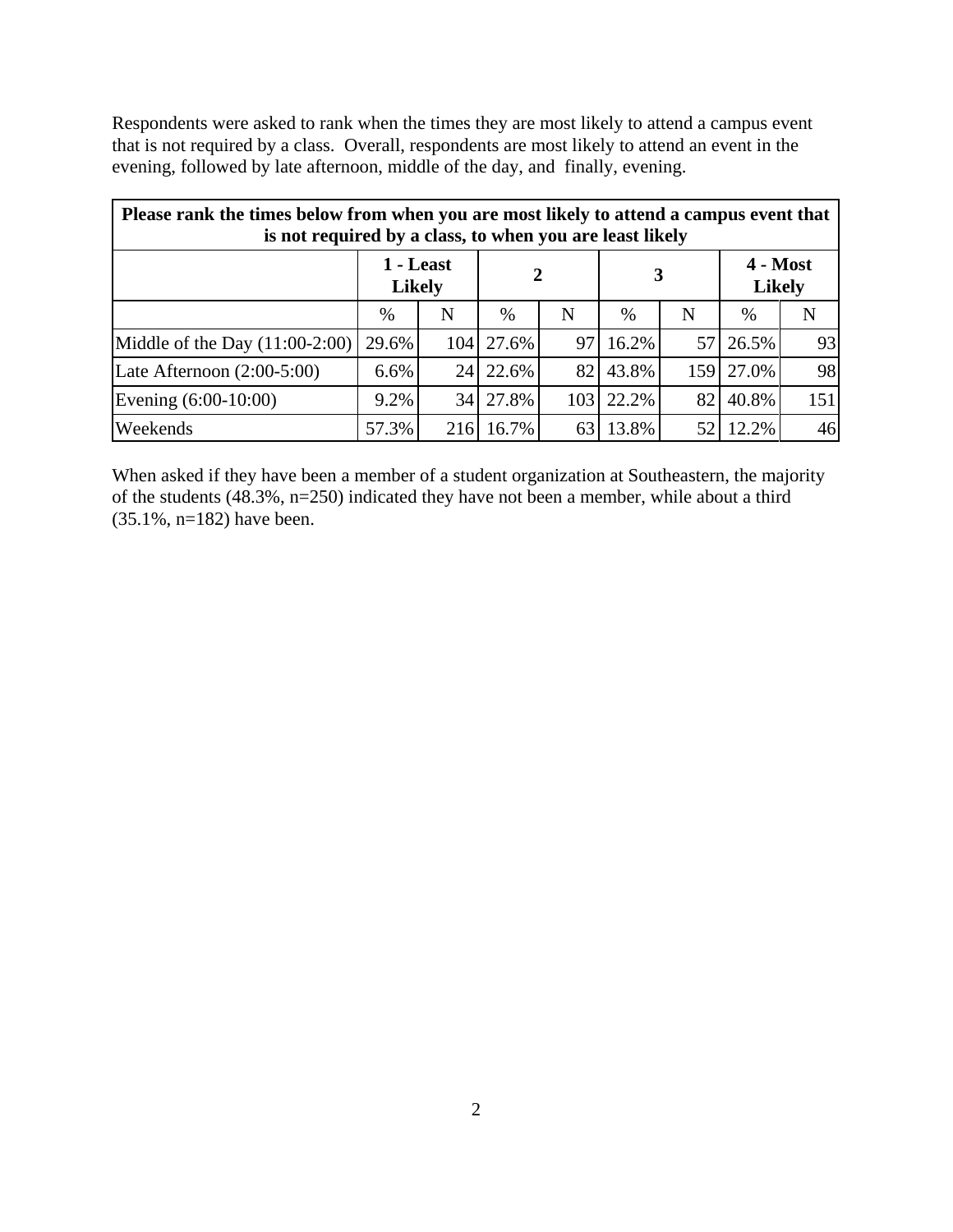Respondents were asked to rank when the times they are most likely to attend a campus event that is not required by a class. Overall, respondents are most likely to attend an event in the evening, followed by late afternoon, middle of the day, and finally, evening.

| Please rank the times below from when you are most likely to attend a campus event that is not required by a class, to when you are least likely | | | | | | | | |
|---|---|---|---|---|---|---|---|---|
| | **1 - Least Likely** | | **2** | | **3** | | **4 - Most Likely** | |
| | % | N | % | N | % | N | % | N |
| Middle of the Day (11:00-2:00) | 29.6% | 104 | 27.6% | 97 | 16.2% | 57 | 26.5% | 93 |
| Late Afternoon (2:00-5:00) | 6.6% | 24 | 22.6% | 82 | 43.8% | 159 | 27.0% | 98 |
| Evening (6:00-10:00) | 9.2% | 34 | 27.8% | 103 | 22.2% | 82 | 40.8% | 151 |
| Weekends | 57.3% | 216 | 16.7% | 63 | 13.8% | 52 | 12.2% | 46 |

When asked if they have been a member of a student organization at Southeastern, the majority of the students (48.3%, n=250) indicated they have not been a member, while about a third (35.1%, n=182) have been.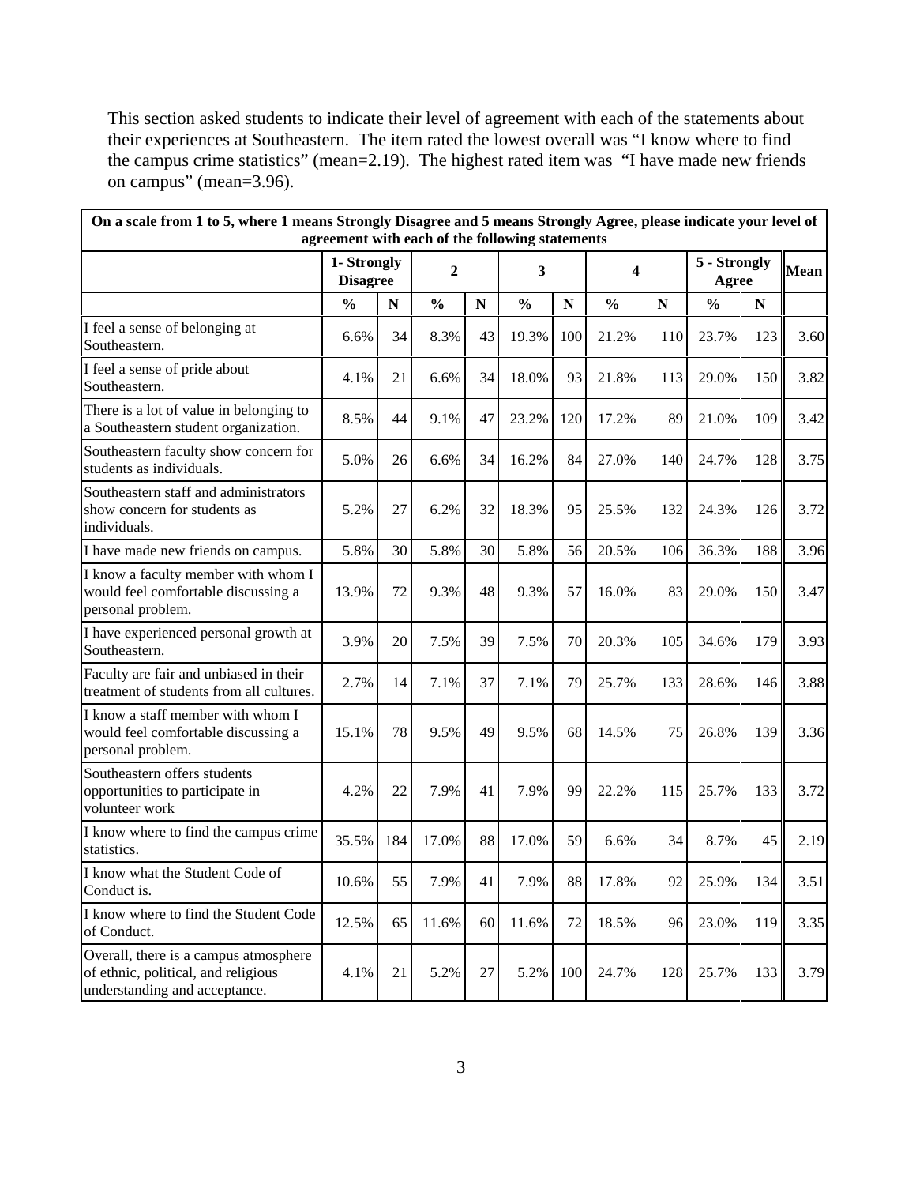This section asked students to indicate their level of agreement with each of the statements about their experiences at Southeastern. The item rated the lowest overall was "I know where to find the campus crime statistics" (mean=2.19). The highest rated item was "I have made new friends on campus" (mean=3.96).

| On a scale from 1 to 5, where 1 means Strongly Disagree and 5 means Strongly Agree, please indicate your level of agreement with each of the following statements | | | | | | | | | | | |
|---|---|---|---|---|---|---|---|---|---|---|---|
| | 1- Strongly Disagree | | 2 | | 3 | | 4 | | 5 - Strongly Agree | | Mean |
| | % | N | % | N | % | N | % | N | % | N | |
| I feel a sense of belonging at Southeastern. | 6.6% | 34 | 8.3% | 43 | 19.3% | 100 | 21.2% | 110 | 23.7% | 123 | 3.60 |
| I feel a sense of pride about Southeastern. | 4.1% | 21 | 6.6% | 34 | 18.0% | 93 | 21.8% | 113 | 29.0% | 150 | 3.82 |
| There is a lot of value in belonging to a Southeastern student organization. | 8.5% | 44 | 9.1% | 47 | 23.2% | 120 | 17.2% | 89 | 21.0% | 109 | 3.42 |
| Southeastern faculty show concern for students as individuals. | 5.0% | 26 | 6.6% | 34 | 16.2% | 84 | 27.0% | 140 | 24.7% | 128 | 3.75 |
| Southeastern staff and administrators show concern for students as individuals. | 5.2% | 27 | 6.2% | 32 | 18.3% | 95 | 25.5% | 132 | 24.3% | 126 | 3.72 |
| I have made new friends on campus. | 5.8% | 30 | 5.8% | 30 | 5.8% | 56 | 20.5% | 106 | 36.3% | 188 | 3.96 |
| I know a faculty member with whom I would feel comfortable discussing a personal problem. | 13.9% | 72 | 9.3% | 48 | 9.3% | 57 | 16.0% | 83 | 29.0% | 150 | 3.47 |
| I have experienced personal growth at Southeastern. | 3.9% | 20 | 7.5% | 39 | 7.5% | 70 | 20.3% | 105 | 34.6% | 179 | 3.93 |
| Faculty are fair and unbiased in their treatment of students from all cultures. | 2.7% | 14 | 7.1% | 37 | 7.1% | 79 | 25.7% | 133 | 28.6% | 146 | 3.88 |
| I know a staff member with whom I would feel comfortable discussing a personal problem. | 15.1% | 78 | 9.5% | 49 | 9.5% | 68 | 14.5% | 75 | 26.8% | 139 | 3.36 |
| Southeastern offers students opportunities to participate in volunteer work | 4.2% | 22 | 7.9% | 41 | 7.9% | 99 | 22.2% | 115 | 25.7% | 133 | 3.72 |
| I know where to find the campus crime statistics. | 35.5% | 184 | 17.0% | 88 | 17.0% | 59 | 6.6% | 34 | 8.7% | 45 | 2.19 |
| I know what the Student Code of Conduct is. | 10.6% | 55 | 7.9% | 41 | 7.9% | 88 | 17.8% | 92 | 25.9% | 134 | 3.51 |
| I know where to find the Student Code of Conduct. | 12.5% | 65 | 11.6% | 60 | 11.6% | 72 | 18.5% | 96 | 23.0% | 119 | 3.35 |
| Overall, there is a campus atmosphere of ethnic, political, and religious understanding and acceptance. | 4.1% | 21 | 5.2% | 27 | 5.2% | 100 | 24.7% | 128 | 25.7% | 133 | 3.79 |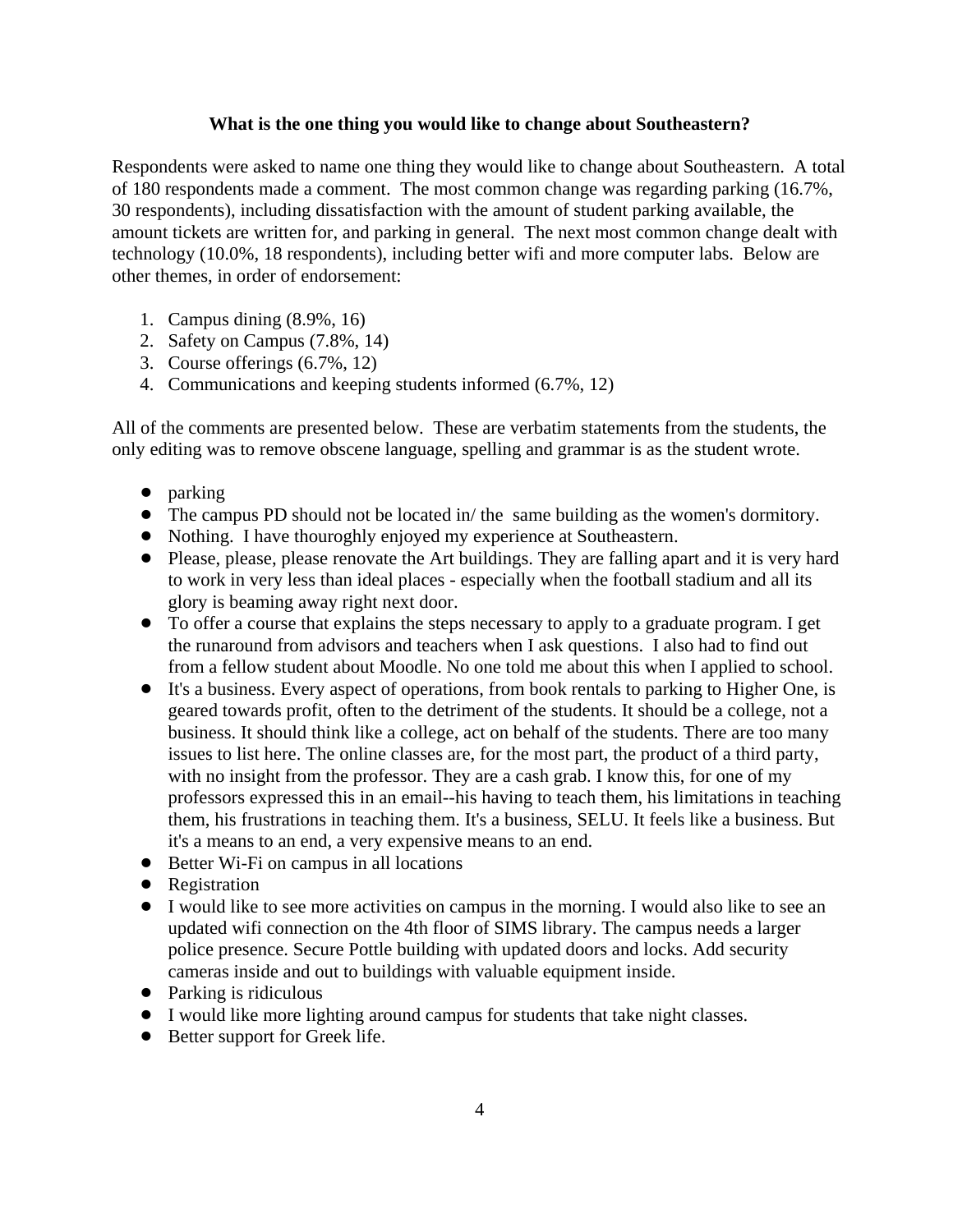### What is the one thing you would like to change about Southeastern?

Respondents were asked to name one thing they would like to change about Southeastern. A total of 180 respondents made a comment. The most common change was regarding parking (16.7%, 30 respondents), including dissatisfaction with the amount of student parking available, the amount tickets are written for, and parking in general. The next most common change dealt with technology (10.0%, 18 respondents), including better wifi and more computer labs. Below are other themes, in order of endorsement:

1. Campus dining (8.9%, 16)
2. Safety on Campus (7.8%, 14)
3. Course offerings (6.7%, 12)
4. Communications and keeping students informed (6.7%, 12)

All of the comments are presented below. These are verbatim statements from the students, the only editing was to remove obscene language, spelling and grammar is as the student wrote.

- parking
- The campus PD should not be located in/ the same building as the women's dormitory.
- Nothing. I have thouroghly enjoyed my experience at Southeastern.
- Please, please, please renovate the Art buildings. They are falling apart and it is very hard to work in very less than ideal places - especially when the football stadium and all its glory is beaming away right next door.
- To offer a course that explains the steps necessary to apply to a graduate program. I get the runaround from advisors and teachers when I ask questions. I also had to find out from a fellow student about Moodle. No one told me about this when I applied to school.
- It's a business. Every aspect of operations, from book rentals to parking to Higher One, is geared towards profit, often to the detriment of the students. It should be a college, not a business. It should think like a college, act on behalf of the students. There are too many issues to list here. The online classes are, for the most part, the product of a third party, with no insight from the professor. They are a cash grab. I know this, for one of my professors expressed this in an email--his having to teach them, his limitations in teaching them, his frustrations in teaching them. It's a business, SELU. It feels like a business. But it's a means to an end, a very expensive means to an end.
- Better Wi-Fi on campus in all locations
- Registration
- I would like to see more activities on campus in the morning. I would also like to see an updated wifi connection on the 4th floor of SIMS library. The campus needs a larger police presence. Secure Pottle building with updated doors and locks. Add security cameras inside and out to buildings with valuable equipment inside.
- Parking is ridiculous
- I would like more lighting around campus for students that take night classes.
- Better support for Greek life.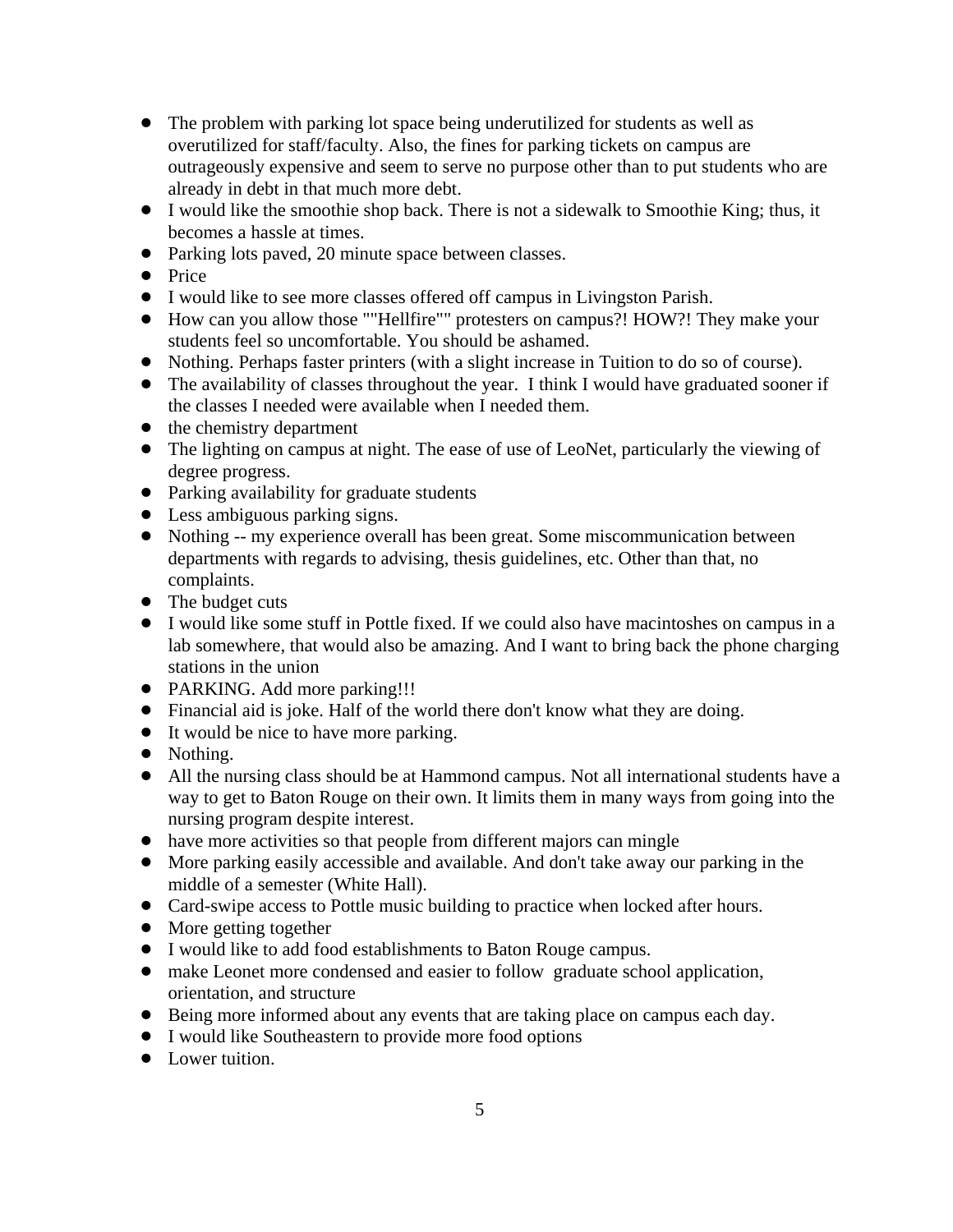- The problem with parking lot space being underutilized for students as well as overutilized for staff/faculty. Also, the fines for parking tickets on campus are outrageously expensive and seem to serve no purpose other than to put students who are already in debt in that much more debt.
- I would like the smoothie shop back. There is not a sidewalk to Smoothie King; thus, it becomes a hassle at times.
- Parking lots paved, 20 minute space between classes.
- Price
- I would like to see more classes offered off campus in Livingston Parish.
- How can you allow those ""Hellfire"" protesters on campus?! HOW?! They make your students feel so uncomfortable. You should be ashamed.
- Nothing. Perhaps faster printers (with a slight increase in Tuition to do so of course).
- The availability of classes throughout the year. I think I would have graduated sooner if the classes I needed were available when I needed them.
- the chemistry department
- The lighting on campus at night. The ease of use of LeoNet, particularly the viewing of degree progress.
- Parking availability for graduate students
- Less ambiguous parking signs.
- Nothing -- my experience overall has been great. Some miscommunication between departments with regards to advising, thesis guidelines, etc. Other than that, no complaints.
- The budget cuts
- I would like some stuff in Pottle fixed. If we could also have macintoshes on campus in a lab somewhere, that would also be amazing. And I want to bring back the phone charging stations in the union
- PARKING. Add more parking!!!
- Financial aid is joke. Half of the world there don't know what they are doing.
- It would be nice to have more parking.
- Nothing.
- All the nursing class should be at Hammond campus. Not all international students have a way to get to Baton Rouge on their own. It limits them in many ways from going into the nursing program despite interest.
- have more activities so that people from different majors can mingle
- More parking easily accessible and available. And don't take away our parking in the middle of a semester (White Hall).
- Card-swipe access to Pottle music building to practice when locked after hours.
- More getting together
- I would like to add food establishments to Baton Rouge campus.
- make Leonet more condensed and easier to follow graduate school application, orientation, and structure
- Being more informed about any events that are taking place on campus each day.
- I would like Southeastern to provide more food options
- Lower tuition.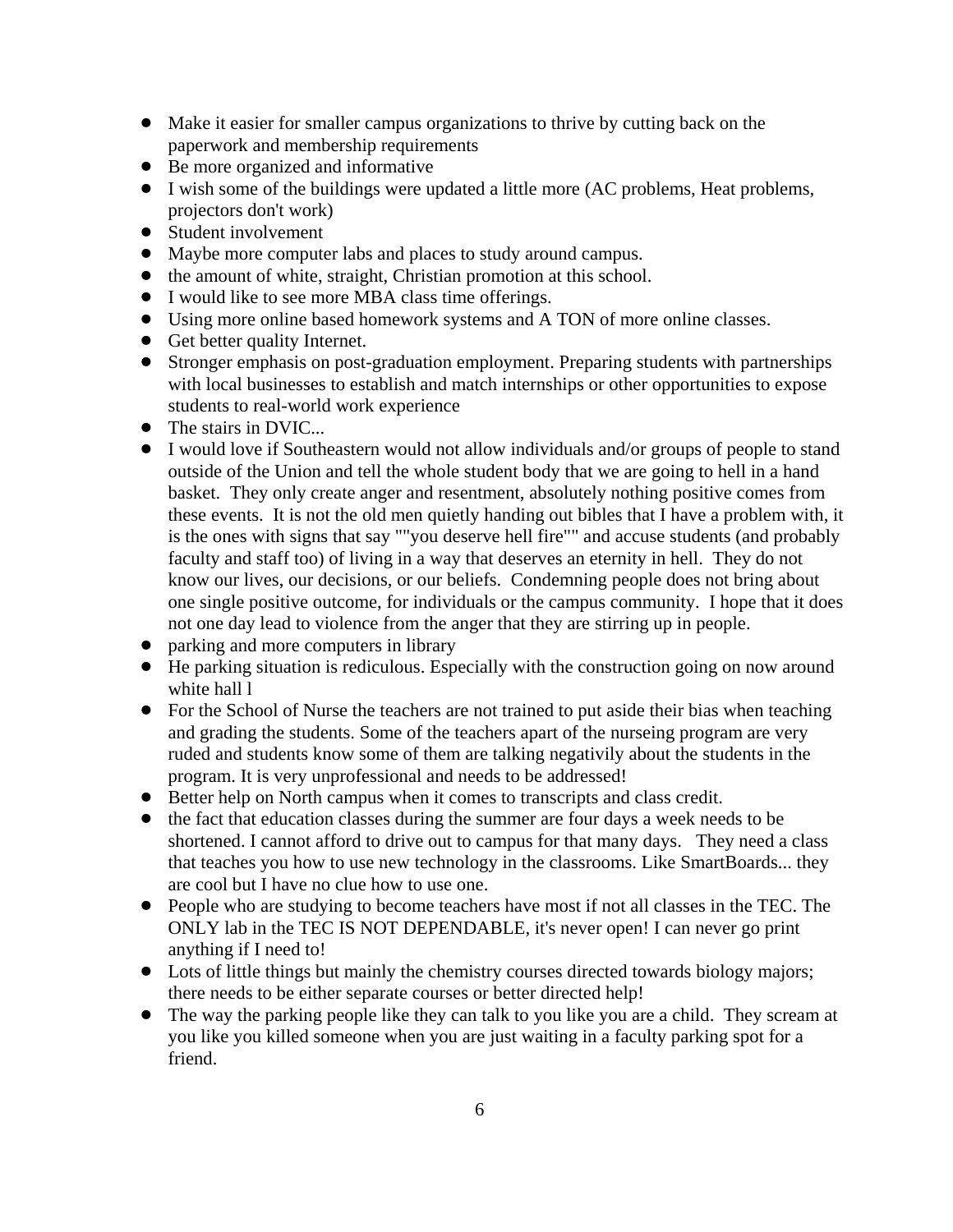- Make it easier for smaller campus organizations to thrive by cutting back on the paperwork and membership requirements
- Be more organized and informative
- I wish some of the buildings were updated a little more (AC problems, Heat problems, projectors don't work)
- Student involvement
- Maybe more computer labs and places to study around campus.
- the amount of white, straight, Christian promotion at this school.
- I would like to see more MBA class time offerings.
- Using more online based homework systems and A TON of more online classes.
- Get better quality Internet.
- Stronger emphasis on post-graduation employment. Preparing students with partnerships with local businesses to establish and match internships or other opportunities to expose students to real-world work experience
- The stairs in DVIC...
- I would love if Southeastern would not allow individuals and/or groups of people to stand outside of the Union and tell the whole student body that we are going to hell in a hand basket. They only create anger and resentment, absolutely nothing positive comes from these events. It is not the old men quietly handing out bibles that I have a problem with, it is the ones with signs that say ""you deserve hell fire"" and accuse students (and probably faculty and staff too) of living in a way that deserves an eternity in hell. They do not know our lives, our decisions, or our beliefs. Condemning people does not bring about one single positive outcome, for individuals or the campus community. I hope that it does not one day lead to violence from the anger that they are stirring up in people.
- parking and more computers in library
- He parking situation is rediculous. Especially with the construction going on now around white hall l
- For the School of Nurse the teachers are not trained to put aside their bias when teaching and grading the students. Some of the teachers apart of the nurseing program are very ruded and students know some of them are talking negativily about the students in the program. It is very unprofessional and needs to be addressed!
- Better help on North campus when it comes to transcripts and class credit.
- the fact that education classes during the summer are four days a week needs to be shortened. I cannot afford to drive out to campus for that many days. They need a class that teaches you how to use new technology in the classrooms. Like SmartBoards... they are cool but I have no clue how to use one.
- People who are studying to become teachers have most if not all classes in the TEC. The ONLY lab in the TEC IS NOT DEPENDABLE, it's never open! I can never go print anything if I need to!
- Lots of little things but mainly the chemistry courses directed towards biology majors; there needs to be either separate courses or better directed help!
- The way the parking people like they can talk to you like you are a child. They scream at you like you killed someone when you are just waiting in a faculty parking spot for a friend.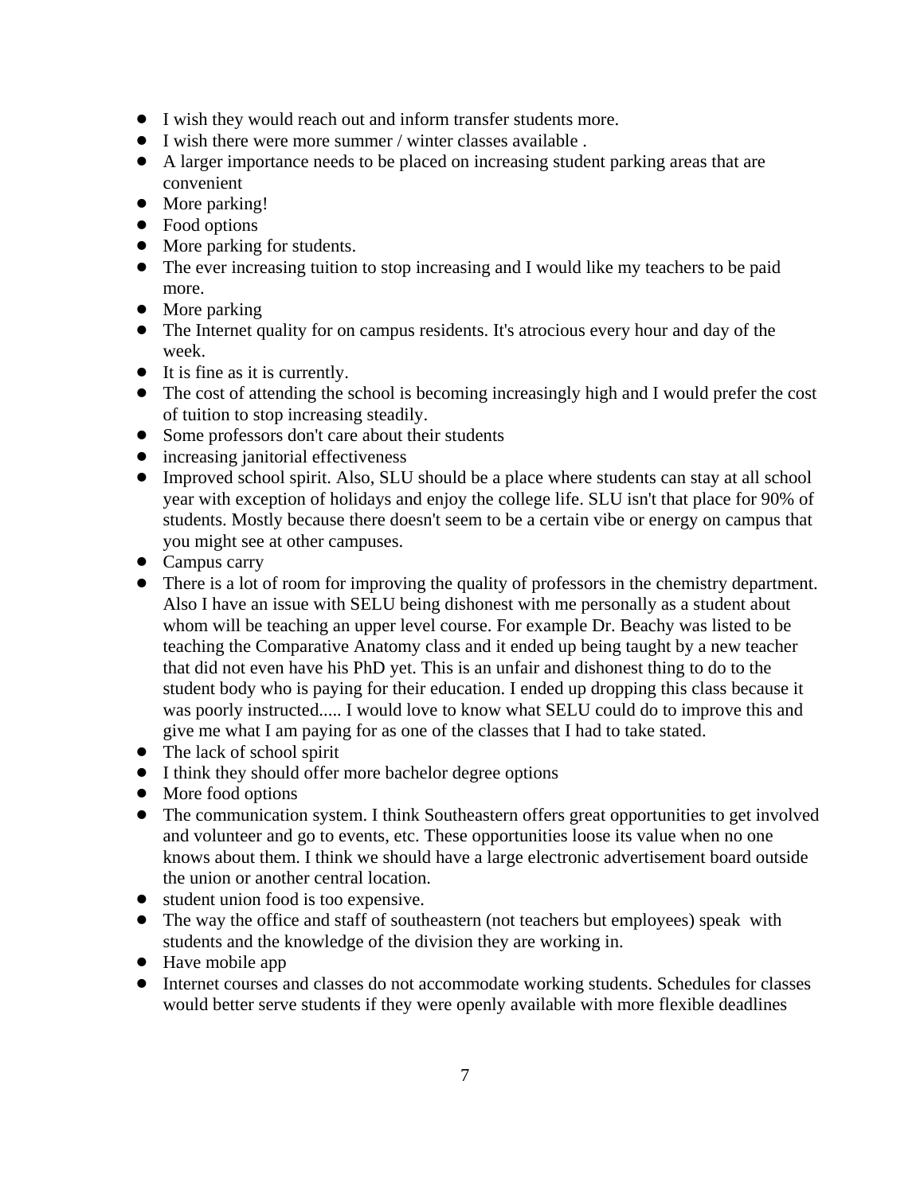- I wish they would reach out and inform transfer students more.
- I wish there were more summer / winter classes available .
- A larger importance needs to be placed on increasing student parking areas that are convenient
- More parking!
- Food options
- More parking for students.
- The ever increasing tuition to stop increasing and I would like my teachers to be paid more.
- More parking
- The Internet quality for on campus residents. It's atrocious every hour and day of the week.
- It is fine as it is currently.
- The cost of attending the school is becoming increasingly high and I would prefer the cost of tuition to stop increasing steadily.
- Some professors don't care about their students
- increasing janitorial effectiveness
- Improved school spirit. Also, SLU should be a place where students can stay at all school year with exception of holidays and enjoy the college life. SLU isn't that place for 90% of students. Mostly because there doesn't seem to be a certain vibe or energy on campus that you might see at other campuses.
- Campus carry
- There is a lot of room for improving the quality of professors in the chemistry department. Also I have an issue with SELU being dishonest with me personally as a student about whom will be teaching an upper level course. For example Dr. Beachy was listed to be teaching the Comparative Anatomy class and it ended up being taught by a new teacher that did not even have his PhD yet. This is an unfair and dishonest thing to do to the student body who is paying for their education. I ended up dropping this class because it was poorly instructed..... I would love to know what SELU could do to improve this and give me what I am paying for as one of the classes that I had to take stated.
- The lack of school spirit
- I think they should offer more bachelor degree options
- More food options
- The communication system. I think Southeastern offers great opportunities to get involved and volunteer and go to events, etc. These opportunities loose its value when no one knows about them. I think we should have a large electronic advertisement board outside the union or another central location.
- student union food is too expensive.
- The way the office and staff of southeastern (not teachers but employees) speak with students and the knowledge of the division they are working in.
- Have mobile app
- Internet courses and classes do not accommodate working students. Schedules for classes would better serve students if they were openly available with more flexible deadlines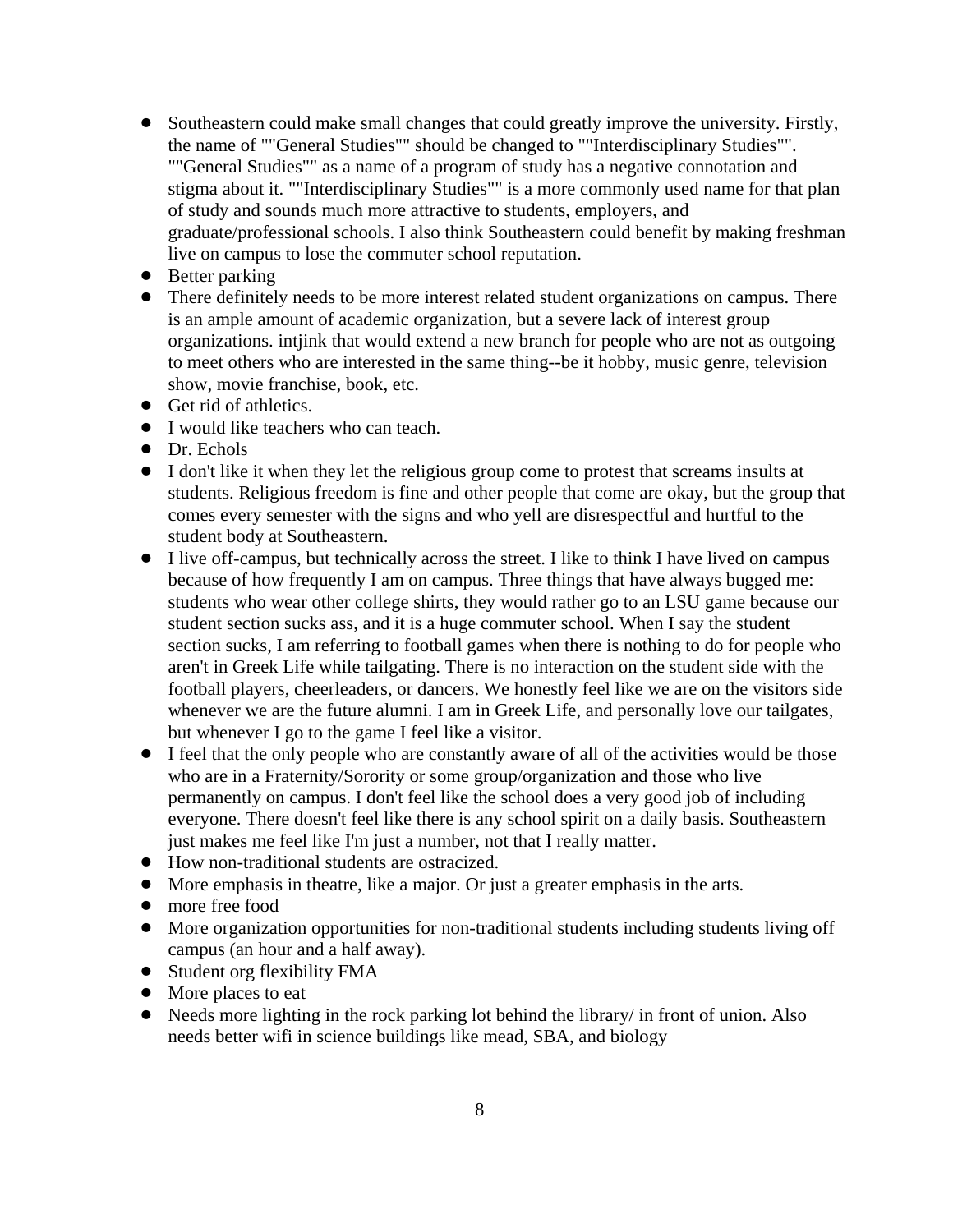- Southeastern could make small changes that could greatly improve the university. Firstly, the name of ""General Studies"" should be changed to ""Interdisciplinary Studies"". ""General Studies"" as a name of a program of study has a negative connotation and stigma about it. ""Interdisciplinary Studies"" is a more commonly used name for that plan of study and sounds much more attractive to students, employers, and graduate/professional schools. I also think Southeastern could benefit by making freshman live on campus to lose the commuter school reputation.
- Better parking
- There definitely needs to be more interest related student organizations on campus. There is an ample amount of academic organization, but a severe lack of interest group organizations. intjink that would extend a new branch for people who are not as outgoing to meet others who are interested in the same thing--be it hobby, music genre, television show, movie franchise, book, etc.
- Get rid of athletics.
- I would like teachers who can teach.
- Dr. Echols
- I don't like it when they let the religious group come to protest that screams insults at students. Religious freedom is fine and other people that come are okay, but the group that comes every semester with the signs and who yell are disrespectful and hurtful to the student body at Southeastern.
- I live off-campus, but technically across the street. I like to think I have lived on campus because of how frequently I am on campus. Three things that have always bugged me: students who wear other college shirts, they would rather go to an LSU game because our student section sucks ass, and it is a huge commuter school. When I say the student section sucks, I am referring to football games when there is nothing to do for people who aren't in Greek Life while tailgating. There is no interaction on the student side with the football players, cheerleaders, or dancers. We honestly feel like we are on the visitors side whenever we are the future alumni. I am in Greek Life, and personally love our tailgates, but whenever I go to the game I feel like a visitor.
- I feel that the only people who are constantly aware of all of the activities would be those who are in a Fraternity/Sorority or some group/organization and those who live permanently on campus. I don't feel like the school does a very good job of including everyone. There doesn't feel like there is any school spirit on a daily basis. Southeastern just makes me feel like I'm just a number, not that I really matter.
- How non-traditional students are ostracized.
- More emphasis in theatre, like a major. Or just a greater emphasis in the arts.
- more free food
- More organization opportunities for non-traditional students including students living off campus (an hour and a half away).
- Student org flexibility FMA
- More places to eat
- Needs more lighting in the rock parking lot behind the library/ in front of union. Also needs better wifi in science buildings like mead, SBA, and biology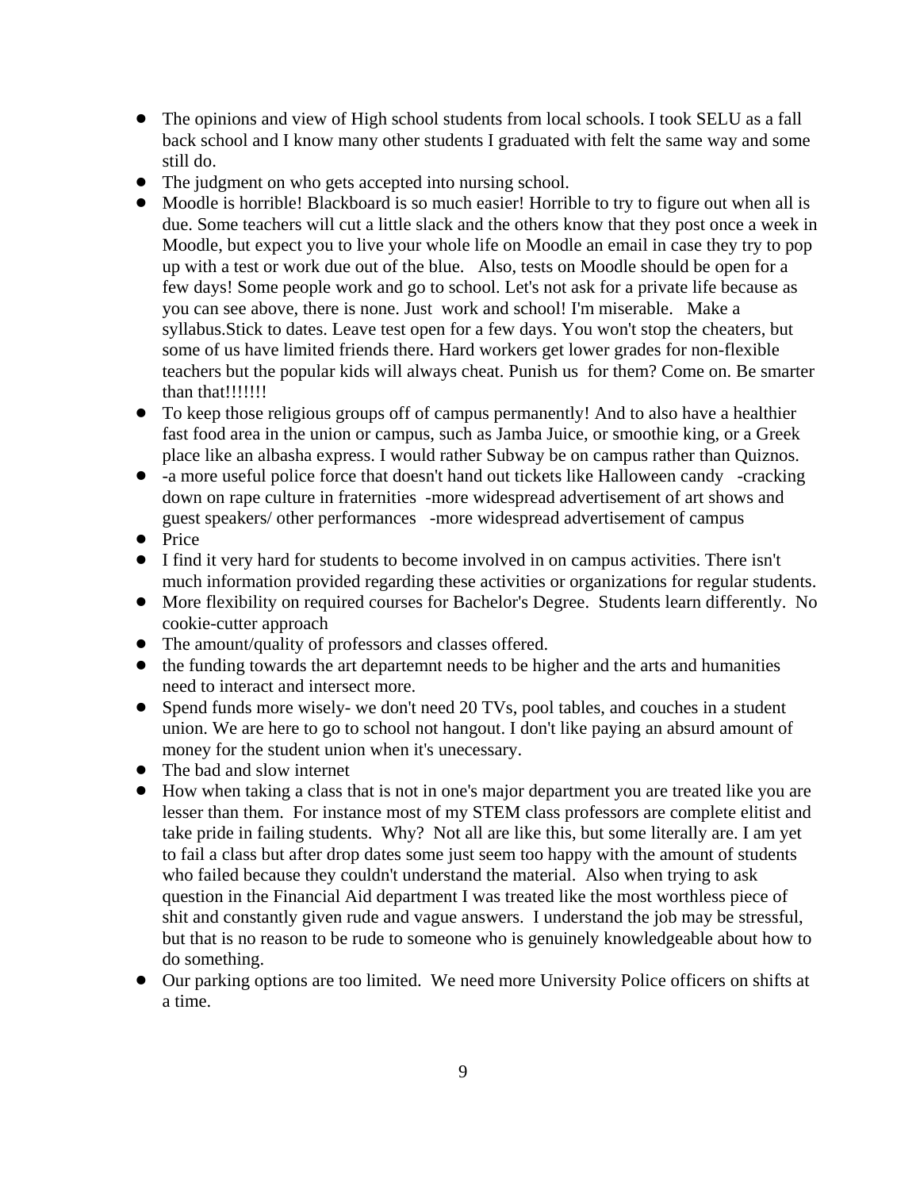- The opinions and view of High school students from local schools. I took SELU as a fall back school and I know many other students I graduated with felt the same way and some still do.
- The judgment on who gets accepted into nursing school.
- Moodle is horrible! Blackboard is so much easier! Horrible to try to figure out when all is due. Some teachers will cut a little slack and the others know that they post once a week in Moodle, but expect you to live your whole life on Moodle an email in case they try to pop up with a test or work due out of the blue.   Also, tests on Moodle should be open for a few days! Some people work and go to school. Let's not ask for a private life because as you can see above, there is none. Just  work and school! I'm miserable.   Make a syllabus.Stick to dates. Leave test open for a few days. You won't stop the cheaters, but some of us have limited friends there. Hard workers get lower grades for non-flexible teachers but the popular kids will always cheat. Punish us  for them? Come on. Be smarter than that!!!!!!!
- To keep those religious groups off of campus permanently! And to also have a healthier fast food area in the union or campus, such as Jamba Juice, or smoothie king, or a Greek place like an albasha express. I would rather Subway be on campus rather than Quiznos.
- -a more useful police force that doesn't hand out tickets like Halloween candy   -cracking down on rape culture in fraternities  -more widespread advertisement of art shows and guest speakers/ other performances   -more widespread advertisement of campus
- Price
- I find it very hard for students to become involved in on campus activities. There isn't much information provided regarding these activities or organizations for regular students.
- More flexibility on required courses for Bachelor's Degree.  Students learn differently.  No cookie-cutter approach
- The amount/quality of professors and classes offered.
- the funding towards the art departemnt needs to be higher and the arts and humanities need to interact and intersect more.
- Spend funds more wisely- we don't need 20 TVs, pool tables, and couches in a student union. We are here to go to school not hangout. I don't like paying an absurd amount of money for the student union when it's unecessary.
- The bad and slow internet
- How when taking a class that is not in one's major department you are treated like you are lesser than them.  For instance most of my STEM class professors are complete elitist and take pride in failing students.  Why?  Not all are like this, but some literally are. I am yet to fail a class but after drop dates some just seem too happy with the amount of students who failed because they couldn't understand the material.  Also when trying to ask question in the Financial Aid department I was treated like the most worthless piece of shit and constantly given rude and vague answers.  I understand the job may be stressful, but that is no reason to be rude to someone who is genuinely knowledgeable about how to do something.
- Our parking options are too limited.  We need more University Police officers on shifts at a time.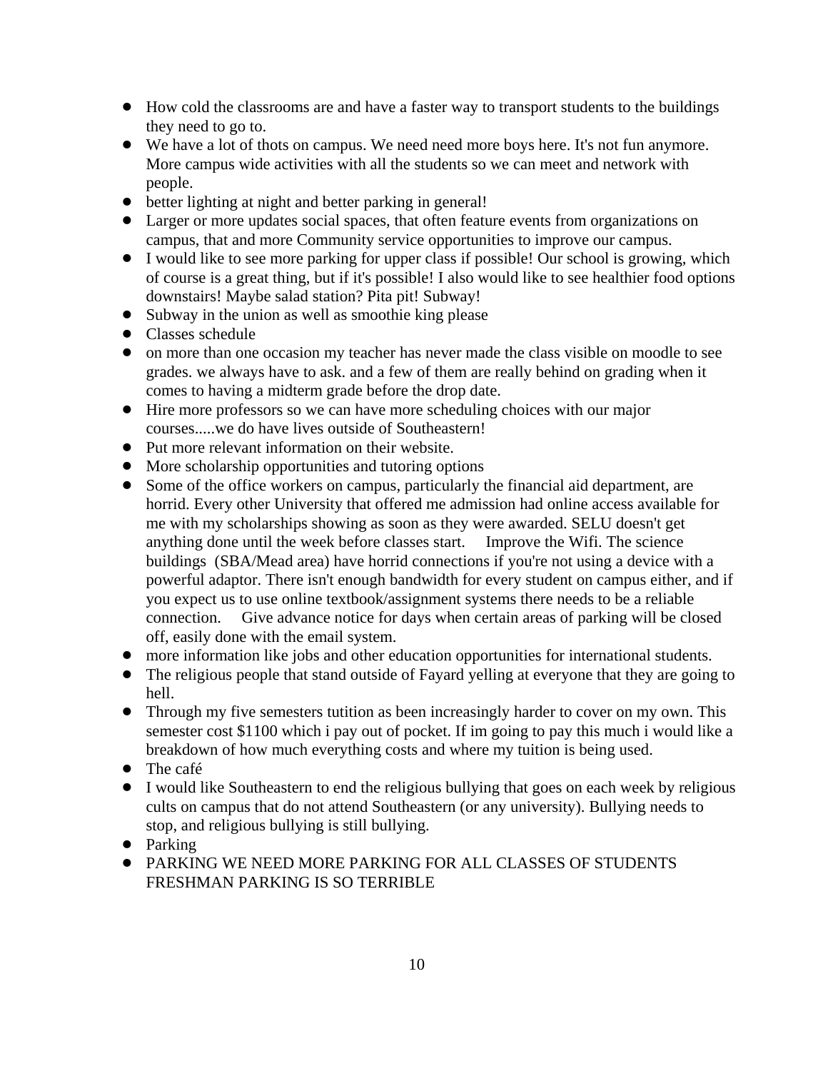- How cold the classrooms are and have a faster way to transport students to the buildings they need to go to.
- We have a lot of thots on campus. We need need more boys here. It's not fun anymore. More campus wide activities with all the students so we can meet and network with people.
- better lighting at night and better parking in general!
- Larger or more updates social spaces, that often feature events from organizations on campus, that and more Community service opportunities to improve our campus.
- I would like to see more parking for upper class if possible! Our school is growing, which of course is a great thing, but if it's possible! I also would like to see healthier food options downstairs! Maybe salad station? Pita pit! Subway!
- Subway in the union as well as smoothie king please
- Classes schedule
- on more than one occasion my teacher has never made the class visible on moodle to see grades. we always have to ask. and a few of them are really behind on grading when it comes to having a midterm grade before the drop date.
- Hire more professors so we can have more scheduling choices with our major courses.....we do have lives outside of Southeastern!
- Put more relevant information on their website.
- More scholarship opportunities and tutoring options
- Some of the office workers on campus, particularly the financial aid department, are horrid. Every other University that offered me admission had online access available for me with my scholarships showing as soon as they were awarded. SELU doesn't get anything done until the week before classes start. Improve the Wifi. The science buildings (SBA/Mead area) have horrid connections if you're not using a device with a powerful adaptor. There isn't enough bandwidth for every student on campus either, and if you expect us to use online textbook/assignment systems there needs to be a reliable connection. Give advance notice for days when certain areas of parking will be closed off, easily done with the email system.
- more information like jobs and other education opportunities for international students.
- The religious people that stand outside of Fayard yelling at everyone that they are going to hell.
- Through my five semesters tutition as been increasingly harder to cover on my own. This semester cost $1100 which i pay out of pocket. If im going to pay this much i would like a breakdown of how much everything costs and where my tuition is being used.
- The café
- I would like Southeastern to end the religious bullying that goes on each week by religious cults on campus that do not attend Southeastern (or any university). Bullying needs to stop, and religious bullying is still bullying.
- Parking
- PARKING WE NEED MORE PARKING FOR ALL CLASSES OF STUDENTS FRESHMAN PARKING IS SO TERRIBLE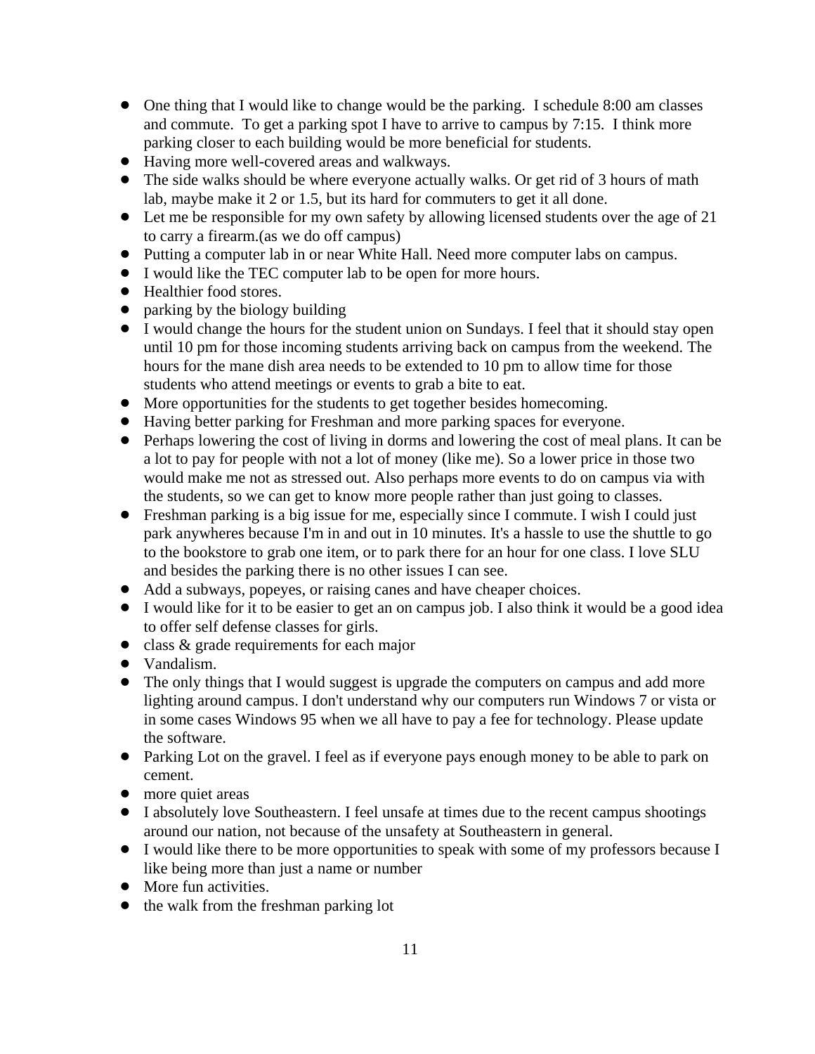- One thing that I would like to change would be the parking. I schedule 8:00 am classes and commute. To get a parking spot I have to arrive to campus by 7:15. I think more parking closer to each building would be more beneficial for students.
- Having more well-covered areas and walkways.
- The side walks should be where everyone actually walks. Or get rid of 3 hours of math lab, maybe make it 2 or 1.5, but its hard for commuters to get it all done.
- Let me be responsible for my own safety by allowing licensed students over the age of 21 to carry a firearm.(as we do off campus)
- Putting a computer lab in or near White Hall. Need more computer labs on campus.
- I would like the TEC computer lab to be open for more hours.
- Healthier food stores.
- parking by the biology building
- I would change the hours for the student union on Sundays. I feel that it should stay open until 10 pm for those incoming students arriving back on campus from the weekend. The hours for the mane dish area needs to be extended to 10 pm to allow time for those students who attend meetings or events to grab a bite to eat.
- More opportunities for the students to get together besides homecoming.
- Having better parking for Freshman and more parking spaces for everyone.
- Perhaps lowering the cost of living in dorms and lowering the cost of meal plans. It can be a lot to pay for people with not a lot of money (like me). So a lower price in those two would make me not as stressed out. Also perhaps more events to do on campus via with the students, so we can get to know more people rather than just going to classes.
- Freshman parking is a big issue for me, especially since I commute. I wish I could just park anywheres because I'm in and out in 10 minutes. It's a hassle to use the shuttle to go to the bookstore to grab one item, or to park there for an hour for one class. I love SLU and besides the parking there is no other issues I can see.
- Add a subways, popeyes, or raising canes and have cheaper choices.
- I would like for it to be easier to get an on campus job. I also think it would be a good idea to offer self defense classes for girls.
- class & grade requirements for each major
- Vandalism.
- The only things that I would suggest is upgrade the computers on campus and add more lighting around campus. I don't understand why our computers run Windows 7 or vista or in some cases Windows 95 when we all have to pay a fee for technology. Please update the software.
- Parking Lot on the gravel. I feel as if everyone pays enough money to be able to park on cement.
- more quiet areas
- I absolutely love Southeastern. I feel unsafe at times due to the recent campus shootings around our nation, not because of the unsafety at Southeastern in general.
- I would like there to be more opportunities to speak with some of my professors because I like being more than just a name or number
- More fun activities.
- the walk from the freshman parking lot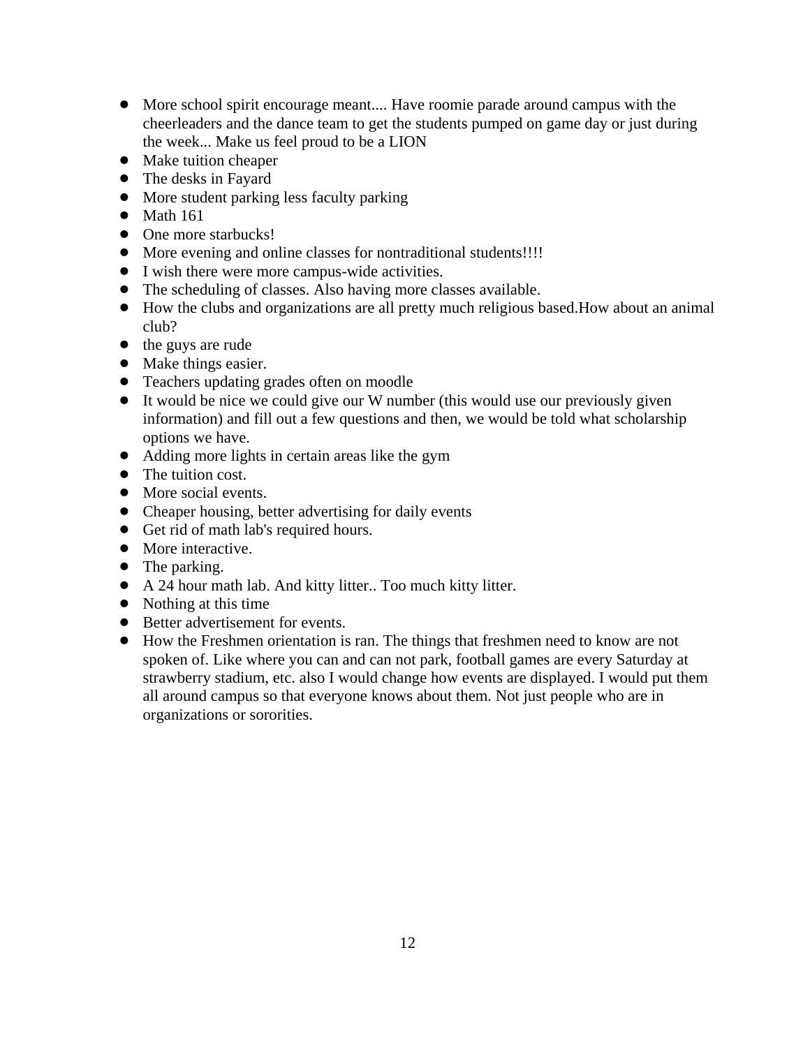- More school spirit encourage meant.... Have roomie parade around campus with the cheerleaders and the dance team to get the students pumped on game day or just during the week... Make us feel proud to be a LION
- Make tuition cheaper
- The desks in Fayard
- More student parking less faculty parking
- Math 161
- One more starbucks!
- More evening and online classes for nontraditional students!!!!
- I wish there were more campus-wide activities.
- The scheduling of classes. Also having more classes available.
- How the clubs and organizations are all pretty much religious based.How about an animal club?
- the guys are rude
- Make things easier.
- Teachers updating grades often on moodle
- It would be nice we could give our W number (this would use our previously given information) and fill out a few questions and then, we would be told what scholarship options we have.
- Adding more lights in certain areas like the gym
- The tuition cost.
- More social events.
- Cheaper housing, better advertising for daily events
- Get rid of math lab's required hours.
- More interactive.
- The parking.
- A 24 hour math lab. And kitty litter.. Too much kitty litter.
- Nothing at this time
- Better advertisement for events.
- How the Freshmen orientation is ran. The things that freshmen need to know are not spoken of. Like where you can and can not park, football games are every Saturday at strawberry stadium, etc. also I would change how events are displayed. I would put them all around campus so that everyone knows about them. Not just people who are in organizations or sororities.